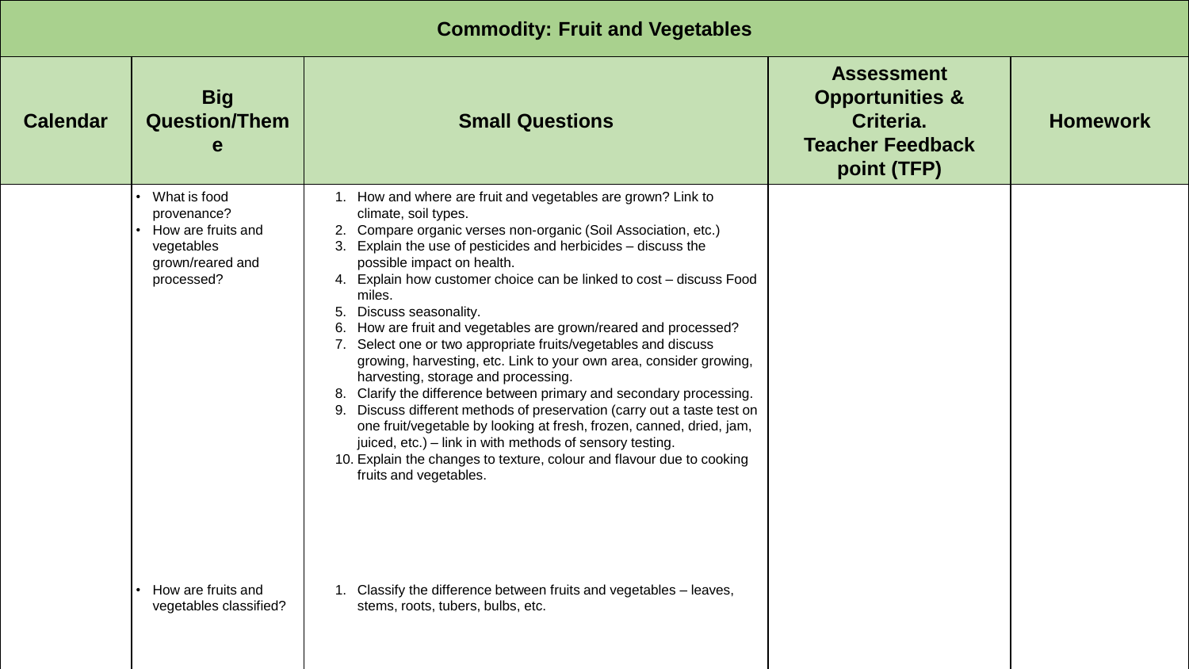| Commodity: Fruit and Vegetables | | | | |
|---|---|---|---|---|
| **Calendar** | **Big Question/Theme** | **Small Questions** | **Assessment Opportunities & Criteria. Teacher Feedback point (TFP)** | **Homework** |
| | • What is food provenance?<br>• How are fruits and vegetables grown/reared and processed? | 1. How and where are fruit and vegetables are grown? Link to climate, soil types.<br>2. Compare organic verses non-organic (Soil Association, etc.)<br>3. Explain the use of pesticides and herbicides – discuss the possible impact on health.<br>4. Explain how customer choice can be linked to cost – discuss Food miles.<br>5. Discuss seasonality.<br>6. How are fruit and vegetables are grown/reared and processed?<br>7. Select one or two appropriate fruits/vegetables and discuss growing, harvesting, etc. Link to your own area, consider growing, harvesting, storage and processing.<br>8. Clarify the difference between primary and secondary processing.<br>9. Discuss different methods of preservation (carry out a taste test on one fruit/vegetable by looking at fresh, frozen, canned, dried, jam, juiced, etc.) – link in with methods of sensory testing.<br>10. Explain the changes to texture, colour and flavour due to cooking fruits and vegetables. | | |
| | • How are fruits and vegetables classified? | 1. Classify the difference between fruits and vegetables – leaves, stems, roots, tubers, bulbs, etc. | | |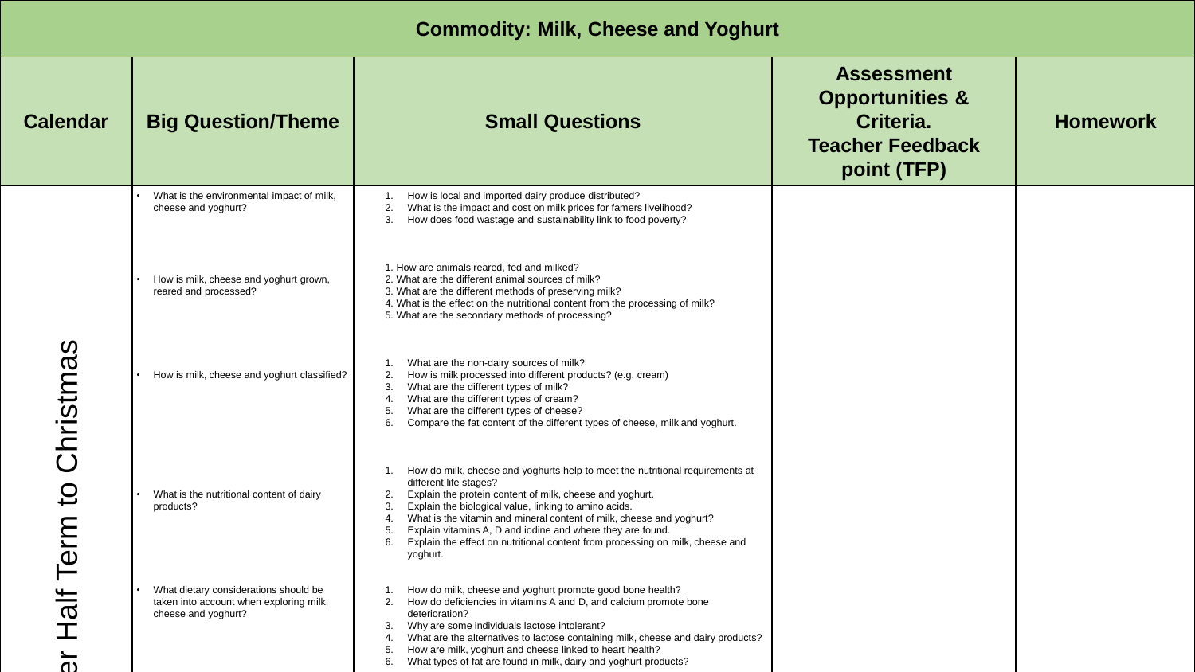| Commodity: Milk, Cheese and Yoghurt | | | | |
|---|---|---|---|---|
| **Calendar** | **Big Question/Theme** | **Small Questions** | **Assessment Opportunities & Criteria. Teacher Feedback point (TFP)** | **Homework** |
| er Half Term to Christmas | • What is the environmental impact of milk, cheese and yoghurt? | 1. How is local and imported dairy produce distributed?<br>2. What is the impact and cost on milk prices for famers livelihood?<br>3. How does food wastage and sustainability link to food poverty? | | |
| | • How is milk, cheese and yoghurt grown, reared and processed? | 1. How are animals reared, fed and milked?<br>2. What are the different animal sources of milk?<br>3. What are the different methods of preserving milk?<br>4. What is the effect on the nutritional content from the processing of milk?<br>5. What are the secondary methods of processing? | | |
| | • How is milk, cheese and yoghurt classified? | 1. What are the non-dairy sources of milk?<br>2. How is milk processed into different products? (e.g. cream)<br>3. What are the different types of milk?<br>4. What are the different types of cream?<br>5. What are the different types of cheese?<br>6. Compare the fat content of the different types of cheese, milk and yoghurt. | | |
| | • What is the nutritional content of dairy products? | 1. How do milk, cheese and yoghurts help to meet the nutritional requirements at different life stages?<br>2. Explain the protein content of milk, cheese and yoghurt.<br>3. Explain the biological value, linking to amino acids.<br>4. What is the vitamin and mineral content of milk, cheese and yoghurt?<br>5. Explain vitamins A, D and iodine and where they are found.<br>6. Explain the effect on nutritional content from processing on milk, cheese and yoghurt. | | |
| | • What dietary considerations should be taken into account when exploring milk, cheese and yoghurt? | 1. How do milk, cheese and yoghurt promote good bone health?<br>2. How do deficiencies in vitamins A and D, and calcium promote bone deterioration?<br>3. Why are some individuals lactose intolerant?<br>4. What are the alternatives to lactose containing milk, cheese and dairy products?<br>5. How are milk, yoghurt and cheese linked to heart health?<br>6. What types of fat are found in milk, dairy and yoghurt products? | | |